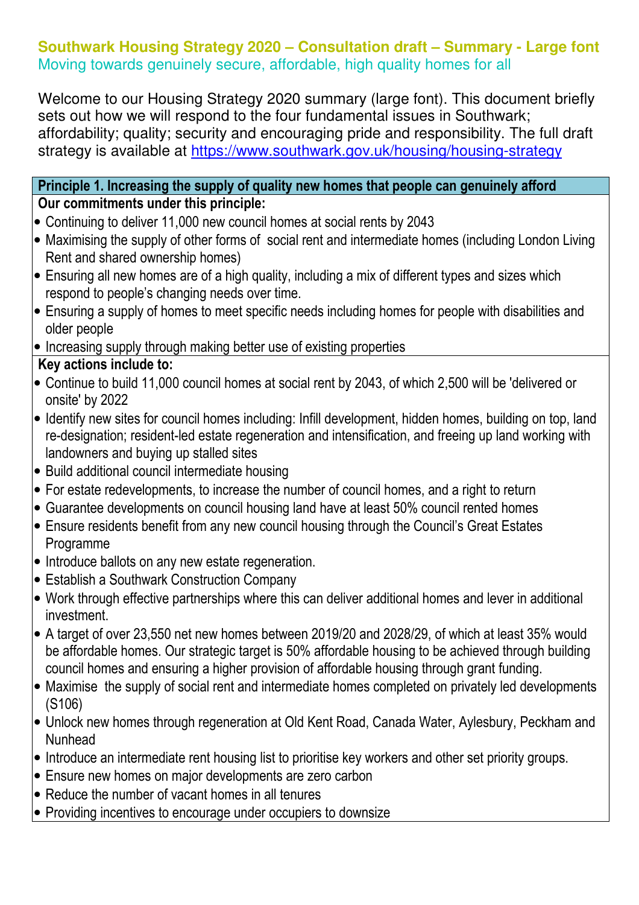# Southwark Housing Strategy 2020 – Consultation draft – Summary - Large font

Moving towards genuinely secure, affordable, high quality homes for all

Welcome to our Housing Strategy 2020 summary (large font). This document briefly sets out how we will respond to the four fundamental issues in Southwark; affordability; quality; security and encouraging pride and responsibility. The full draft strategy is available at https://www.southwark.gov.uk/housing/housing-strategy

## Principle 1. Increasing the supply of quality new homes that people can genuinely afford

**Our commitments under this principle:**

- Continuing to deliver 11,000 new council homes at social rents by 2043
- Maximising the supply of other forms of social rent and intermediate homes (including London Living Rent and shared ownership homes)
- Ensuring all new homes are of a high quality, including a mix of different types and sizes which respond to people's changing needs over time.
- Ensuring a supply of homes to meet specific needs including homes for people with disabilities and older people
- Increasing supply through making better use of existing properties

**Key actions include to:**

- Continue to build 11,000 council homes at social rent by 2043, of which 2,500 will be 'delivered or onsite' by 2022
- Identify new sites for council homes including: Infill development, hidden homes, building on top, land re-designation; resident-led estate regeneration and intensification, and freeing up land working with landowners and buying up stalled sites
- Build additional council intermediate housing
- For estate redevelopments, to increase the number of council homes, and a right to return
- Guarantee developments on council housing land have at least 50% council rented homes
- Ensure residents benefit from any new council housing through the Council's Great Estates Programme
- Introduce ballots on any new estate regeneration.
- Establish a Southwark Construction Company
- Work through effective partnerships where this can deliver additional homes and lever in additional investment.
- A target of over 23,550 net new homes between 2019/20 and 2028/29, of which at least 35% would be affordable homes. Our strategic target is 50% affordable housing to be achieved through building council homes and ensuring a higher provision of affordable housing through grant funding.
- Maximise the supply of social rent and intermediate homes completed on privately led developments (S106)
- Unlock new homes through regeneration at Old Kent Road, Canada Water, Aylesbury, Peckham and Nunhead
- Introduce an intermediate rent housing list to prioritise key workers and other set priority groups.
- Ensure new homes on major developments are zero carbon
- Reduce the number of vacant homes in all tenures
- Providing incentives to encourage under occupiers to downsize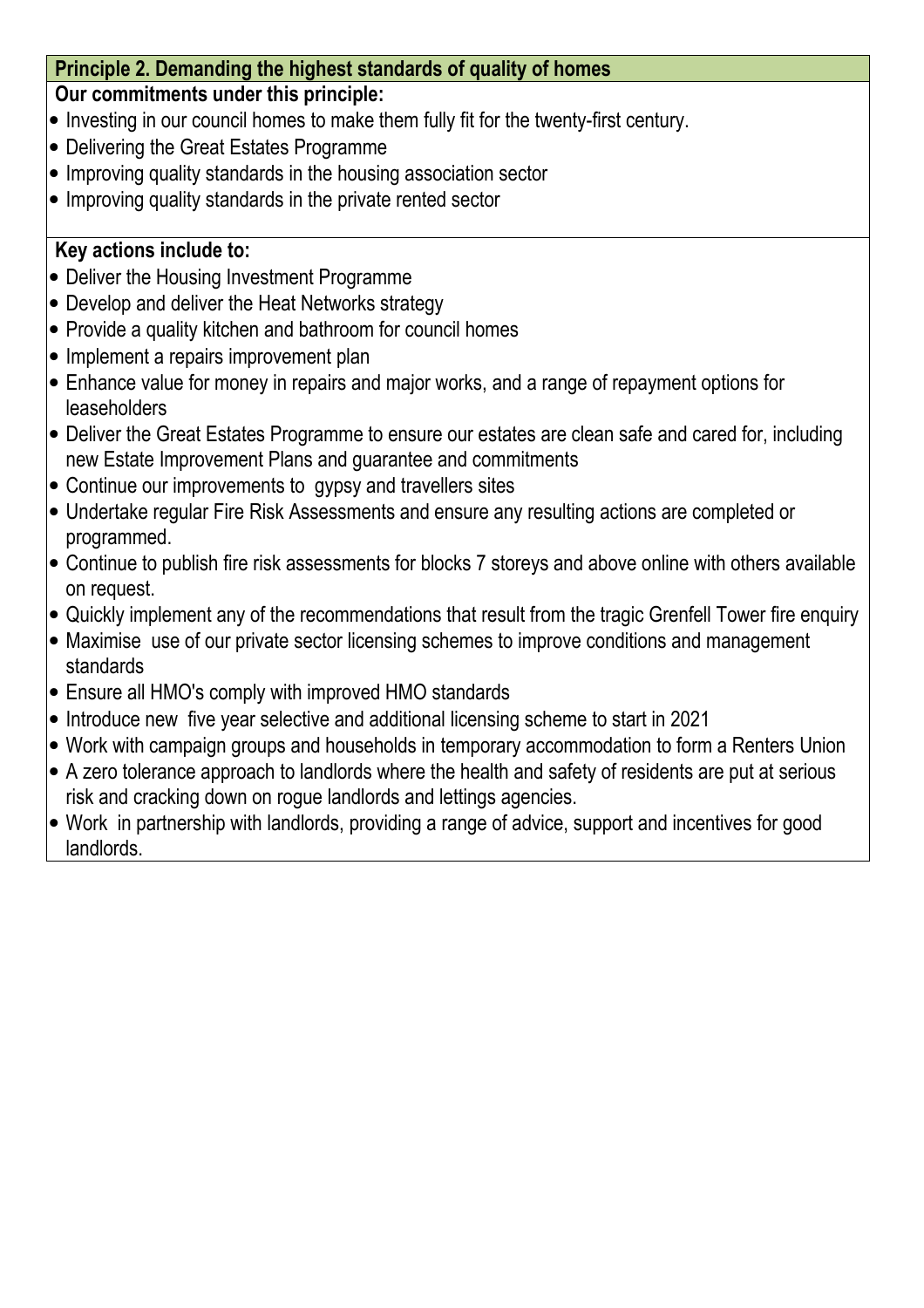## Principle 2. Demanding the highest standards of quality of homes

**Our commitments under this principle:**

- Investing in our council homes to make them fully fit for the twenty-first century.
- Delivering the Great Estates Programme
- Improving quality standards in the housing association sector
- Improving quality standards in the private rented sector

**Key actions include to:**

- Deliver the Housing Investment Programme
- Develop and deliver the Heat Networks strategy
- Provide a quality kitchen and bathroom for council homes
- Implement a repairs improvement plan
- Enhance value for money in repairs and major works, and a range of repayment options for leaseholders
- Deliver the Great Estates Programme to ensure our estates are clean safe and cared for, including new Estate Improvement Plans and guarantee and commitments
- Continue our improvements to gypsy and travellers sites
- Undertake regular Fire Risk Assessments and ensure any resulting actions are completed or programmed.
- Continue to publish fire risk assessments for blocks 7 storeys and above online with others available on request.
- Quickly implement any of the recommendations that result from the tragic Grenfell Tower fire enquiry
- Maximise use of our private sector licensing schemes to improve conditions and management standards
- Ensure all HMO's comply with improved HMO standards
- Introduce new five year selective and additional licensing scheme to start in 2021
- Work with campaign groups and households in temporary accommodation to form a Renters Union
- A zero tolerance approach to landlords where the health and safety of residents are put at serious risk and cracking down on rogue landlords and lettings agencies.
- Work in partnership with landlords, providing a range of advice, support and incentives for good landlords.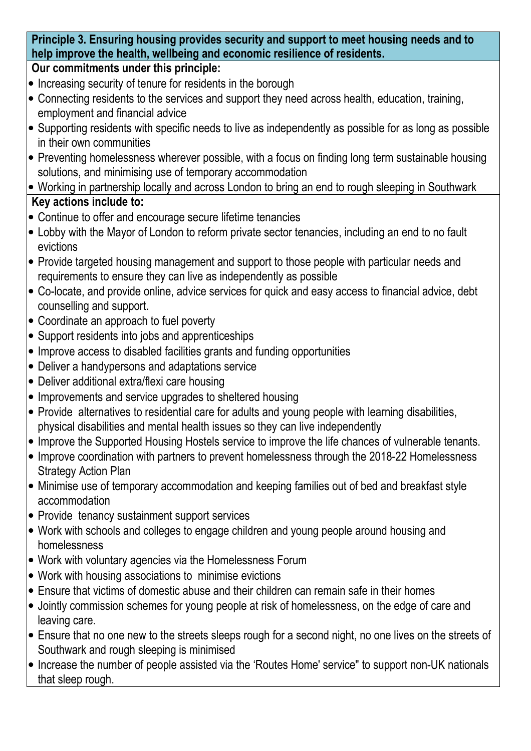**Principle 3. Ensuring housing provides security and support to meet housing needs and to help improve the health, wellbeing and economic resilience of residents.**

**Our commitments under this principle:**

- Increasing security of tenure for residents in the borough
- Connecting residents to the services and support they need across health, education, training, employment and financial advice
- Supporting residents with specific needs to live as independently as possible for as long as possible in their own communities
- Preventing homelessness wherever possible, with a focus on finding long term sustainable housing solutions, and minimising use of temporary accommodation
- Working in partnership locally and across London to bring an end to rough sleeping in Southwark

**Key actions include to:**

- Continue to offer and encourage secure lifetime tenancies
- Lobby with the Mayor of London to reform private sector tenancies, including an end to no fault evictions
- Provide targeted housing management and support to those people with particular needs and requirements to ensure they can live as independently as possible
- Co-locate, and provide online, advice services for quick and easy access to financial advice, debt counselling and support.
- Coordinate an approach to fuel poverty
- Support residents into jobs and apprenticeships
- Improve access to disabled facilities grants and funding opportunities
- Deliver a handypersons and adaptations service
- Deliver additional extra/flexi care housing
- Improvements and service upgrades to sheltered housing
- Provide alternatives to residential care for adults and young people with learning disabilities, physical disabilities and mental health issues so they can live independently
- Improve the Supported Housing Hostels service to improve the life chances of vulnerable tenants.
- Improve coordination with partners to prevent homelessness through the 2018-22 Homelessness Strategy Action Plan
- Minimise use of temporary accommodation and keeping families out of bed and breakfast style accommodation
- Provide tenancy sustainment support services
- Work with schools and colleges to engage children and young people around housing and homelessness
- Work with voluntary agencies via the Homelessness Forum
- Work with housing associations to minimise evictions
- Ensure that victims of domestic abuse and their children can remain safe in their homes
- Jointly commission schemes for young people at risk of homelessness, on the edge of care and leaving care.
- Ensure that no one new to the streets sleeps rough for a second night, no one lives on the streets of Southwark and rough sleeping is minimised
- Increase the number of people assisted via the 'Routes Home' service" to support non-UK nationals that sleep rough.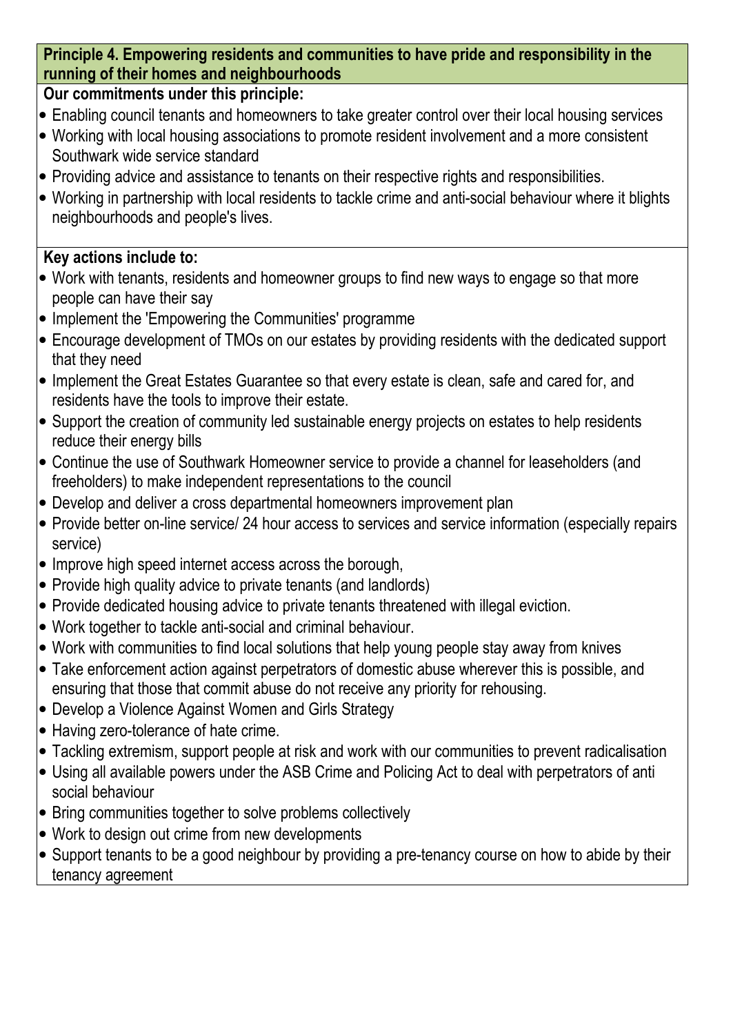## Principle 4. Empowering residents and communities to have pride and responsibility in the running of their homes and neighbourhoods

**Our commitments under this principle:**

- Enabling council tenants and homeowners to take greater control over their local housing services
- Working with local housing associations to promote resident involvement and a more consistent Southwark wide service standard
- Providing advice and assistance to tenants on their respective rights and responsibilities.
- Working in partnership with local residents to tackle crime and anti-social behaviour where it blights neighbourhoods and people's lives.

**Key actions include to:**

- Work with tenants, residents and homeowner groups to find new ways to engage so that more people can have their say
- Implement the 'Empowering the Communities' programme
- Encourage development of TMOs on our estates by providing residents with the dedicated support that they need
- Implement the Great Estates Guarantee so that every estate is clean, safe and cared for, and residents have the tools to improve their estate.
- Support the creation of community led sustainable energy projects on estates to help residents reduce their energy bills
- Continue the use of Southwark Homeowner service to provide a channel for leaseholders (and freeholders) to make independent representations to the council
- Develop and deliver a cross departmental homeowners improvement plan
- Provide better on-line service/ 24 hour access to services and service information (especially repairs service)
- Improve high speed internet access across the borough,
- Provide high quality advice to private tenants (and landlords)
- Provide dedicated housing advice to private tenants threatened with illegal eviction.
- Work together to tackle anti-social and criminal behaviour.
- Work with communities to find local solutions that help young people stay away from knives
- Take enforcement action against perpetrators of domestic abuse wherever this is possible, and ensuring that those that commit abuse do not receive any priority for rehousing.
- Develop a Violence Against Women and Girls Strategy
- Having zero-tolerance of hate crime.
- Tackling extremism, support people at risk and work with our communities to prevent radicalisation
- Using all available powers under the ASB Crime and Policing Act to deal with perpetrators of anti social behaviour
- Bring communities together to solve problems collectively
- Work to design out crime from new developments
- Support tenants to be a good neighbour by providing a pre-tenancy course on how to abide by their tenancy agreement